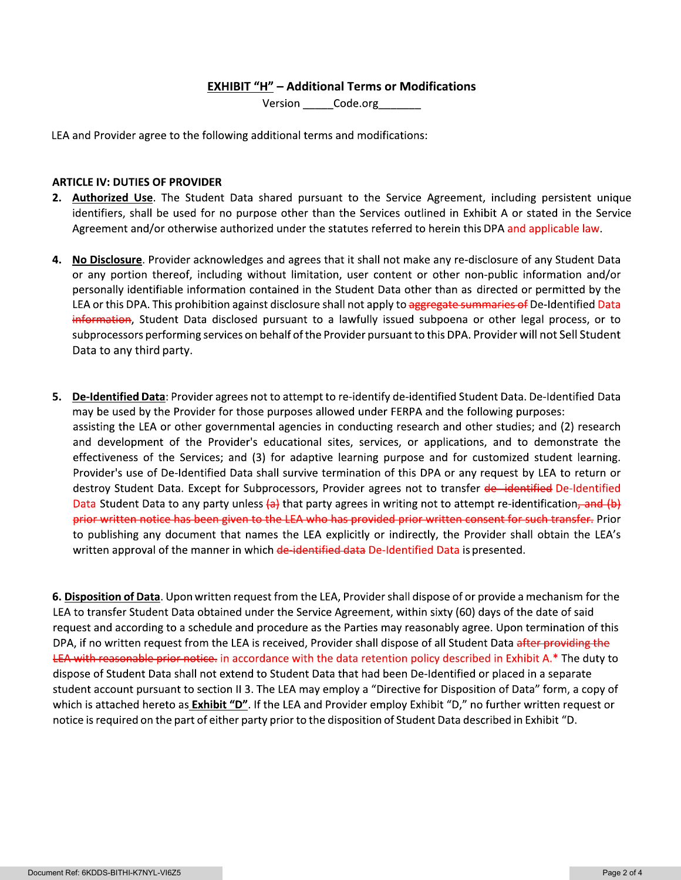# EXHIBIT "H" – Additional Terms or Modifications

Version _____Code.org_______

LEA and Provider agree to the following additional terms and modifications:

**ARTICLE IV: DUTIES OF PROVIDER**

2. **Authorized Use**. The Student Data shared pursuant to the Service Agreement, including persistent unique identifiers, shall be used for no purpose other than the Services outlined in Exhibit A or stated in the Service Agreement and/or otherwise authorized under the statutes referred to herein this DPA and applicable law.

4. **No Disclosure**. Provider acknowledges and agrees that it shall not make any re-disclosure of any Student Data or any portion thereof, including without limitation, user content or other non-public information and/or personally identifiable information contained in the Student Data other than as directed or permitted by the LEA or this DPA. This prohibition against disclosure shall not apply to ~~aggregate summaries of~~ De-Identified Data ~~information~~, Student Data disclosed pursuant to a lawfully issued subpoena or other legal process, or to subprocessors performing services on behalf of the Provider pursuant to this DPA. Provider will not Sell Student Data to any third party.

5. **De-Identified Data**: Provider agrees not to attempt to re-identify de-identified Student Data. De-Identified Data may be used by the Provider for those purposes allowed under FERPA and the following purposes: assisting the LEA or other governmental agencies in conducting research and other studies; and (2) research and development of the Provider's educational sites, services, or applications, and to demonstrate the effectiveness of the Services; and (3) for adaptive learning purpose and for customized student learning. Provider's use of De-Identified Data shall survive termination of this DPA or any request by LEA to return or destroy Student Data. Except for Subprocessors, Provider agrees not to transfer ~~de- identified~~ De-Identified Data Student Data to any party unless ~~(a)~~ that party agrees in writing not to attempt re-identification~~, and (b) prior written notice has been given to the LEA who has provided prior written consent for such transfer.~~ Prior to publishing any document that names the LEA explicitly or indirectly, the Provider shall obtain the LEA's written approval of the manner in which ~~de-identified data~~ De-Identified Data is presented.

6. **Disposition of Data**. Upon written request from the LEA, Provider shall dispose of or provide a mechanism for the LEA to transfer Student Data obtained under the Service Agreement, within sixty (60) days of the date of said request and according to a schedule and procedure as the Parties may reasonably agree. Upon termination of this DPA, if no written request from the LEA is received, Provider shall dispose of all Student Data ~~after providing the LEA with reasonable prior notice.~~ in accordance with the data retention policy described in Exhibit A.* The duty to dispose of Student Data shall not extend to Student Data that had been De-Identified or placed in a separate student account pursuant to section II 3. The LEA may employ a "Directive for Disposition of Data" form, a copy of which is attached hereto as **Exhibit "D"**. If the LEA and Provider employ Exhibit "D," no further written request or notice is required on the part of either party prior to the disposition of Student Data described in Exhibit "D.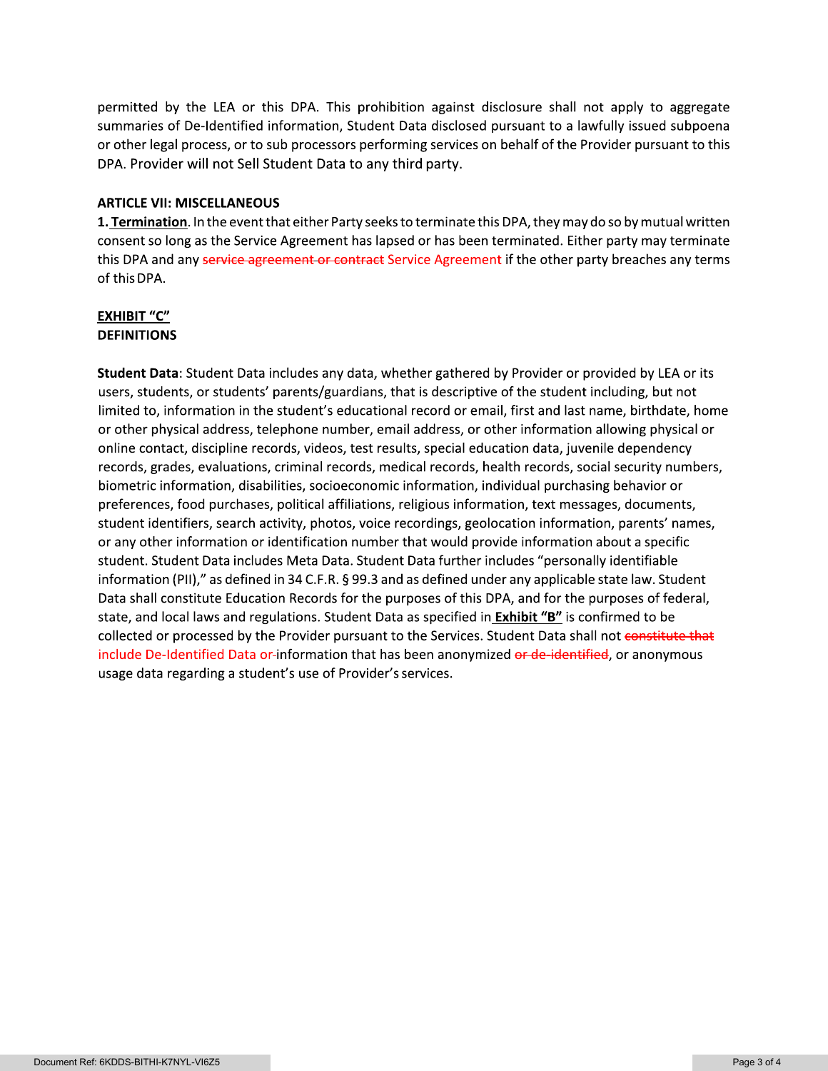permitted by the LEA or this DPA. This prohibition against disclosure shall not apply to aggregate summaries of De-Identified information, Student Data disclosed pursuant to a lawfully issued subpoena or other legal process, or to sub processors performing services on behalf of the Provider pursuant to this DPA. Provider will not Sell Student Data to any third party.

**ARTICLE VII: MISCELLANEOUS**

**1. Termination**. In the event that either Party seeks to terminate this DPA, they may do so by mutual written consent so long as the Service Agreement has lapsed or has been terminated. Either party may terminate this DPA and any ~~service agreement or contract~~ Service Agreement if the other party breaches any terms of this DPA.

**EXHIBIT "C"**
**DEFINITIONS**

**Student Data**: Student Data includes any data, whether gathered by Provider or provided by LEA or its users, students, or students' parents/guardians, that is descriptive of the student including, but not limited to, information in the student's educational record or email, first and last name, birthdate, home or other physical address, telephone number, email address, or other information allowing physical or online contact, discipline records, videos, test results, special education data, juvenile dependency records, grades, evaluations, criminal records, medical records, health records, social security numbers, biometric information, disabilities, socioeconomic information, individual purchasing behavior or preferences, food purchases, political affiliations, religious information, text messages, documents, student identifiers, search activity, photos, voice recordings, geolocation information, parents' names, or any other information or identification number that would provide information about a specific student. Student Data includes Meta Data. Student Data further includes "personally identifiable information (PII)," as defined in 34 C.F.R. § 99.3 and as defined under any applicable state law. Student Data shall constitute Education Records for the purposes of this DPA, and for the purposes of federal, state, and local laws and regulations. Student Data as specified in **Exhibit "B"** is confirmed to be collected or processed by the Provider pursuant to the Services. Student Data shall not ~~constitute that~~ include De-Identified Data ~~or~~ information that has been anonymized ~~or de-identified~~, or anonymous usage data regarding a student's use of Provider's services.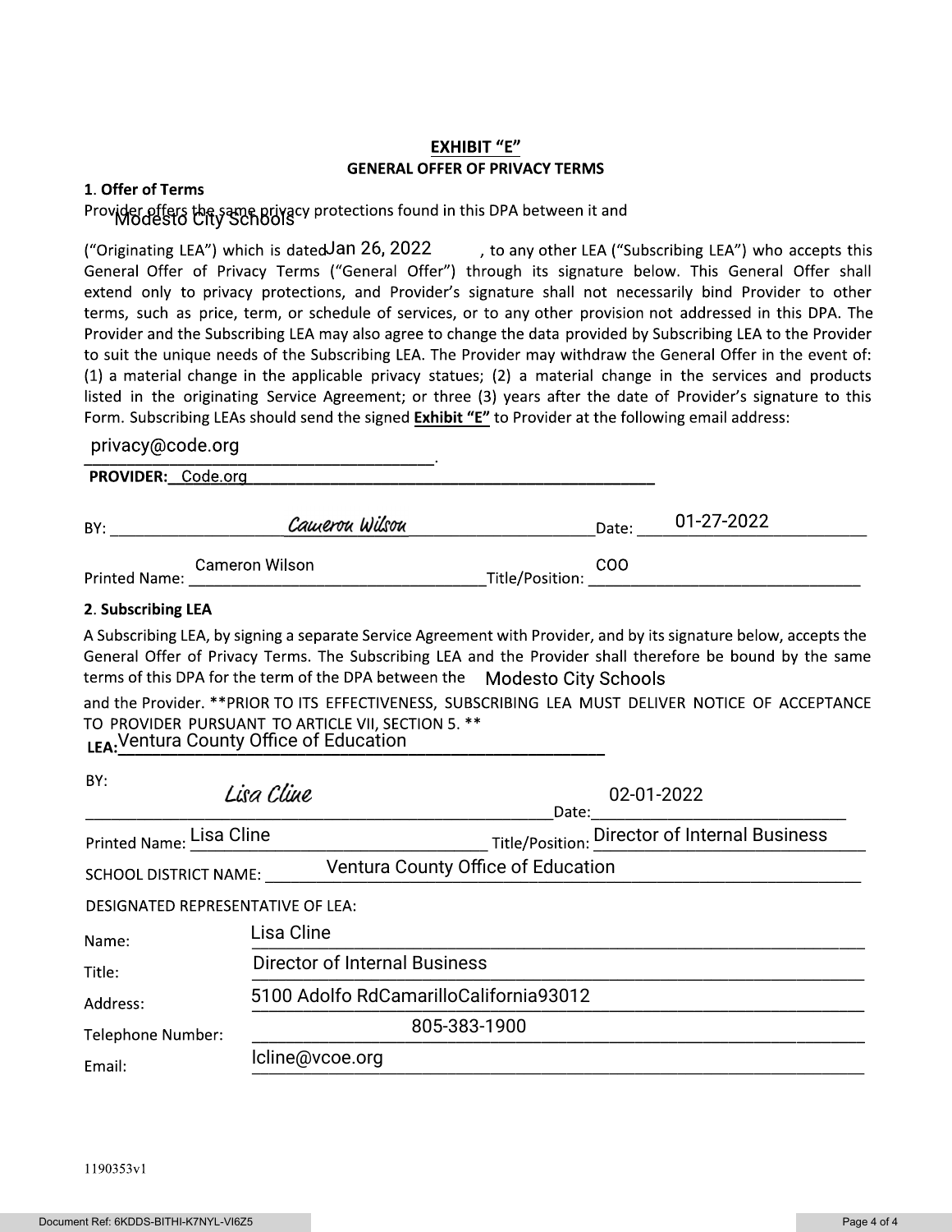## EXHIBIT "E"

### GENERAL OFFER OF PRIVACY TERMS

**1. Offer of Terms**

Provider offers the same privacy protections found in this DPA between it and Modesto City Schools ("Originating LEA") which is dated Jan 26, 2022, to any other LEA ("Subscribing LEA") who accepts this General Offer of Privacy Terms ("General Offer") through its signature below. This General Offer shall extend only to privacy protections, and Provider's signature shall not necessarily bind Provider to other terms, such as price, term, or schedule of services, or to any other provision not addressed in this DPA. The Provider and the Subscribing LEA may also agree to change the data provided by Subscribing LEA to the Provider to suit the unique needs of the Subscribing LEA. The Provider may withdraw the General Offer in the event of: (1) a material change in the applicable privacy statues; (2) a material change in the services and products listed in the originating Service Agreement; or three (3) years after the date of Provider's signature to this Form. Subscribing LEAs should send the signed **Exhibit "E"** to Provider at the following email address:

privacy@code.org.

**PROVIDER:** Code.org

BY: *Cameron Wilson* Date: 01-27-2022

Printed Name: Cameron Wilson Title/Position: COO

**2. Subscribing LEA**

A Subscribing LEA, by signing a separate Service Agreement with Provider, and by its signature below, accepts the General Offer of Privacy Terms. The Subscribing LEA and the Provider shall therefore be bound by the same terms of this DPA for the term of the DPA between the Modesto City Schools and the Provider. **PRIOR TO ITS EFFECTIVENESS, SUBSCRIBING LEA MUST DELIVER NOTICE OF ACCEPTANCE TO PROVIDER PURSUANT TO ARTICLE VII, SECTION 5. **

**LEA:** Ventura County Office of Education

BY: *Lisa Cline* Date: 02-01-2022

Printed Name: Lisa Cline Title/Position: Director of Internal Business

SCHOOL DISTRICT NAME: Ventura County Office of Education

DESIGNATED REPRESENTATIVE OF LEA:

Name: Lisa Cline

Title: Director of Internal Business

Address: 5100 Adolfo RdCamarilloCalifornia93012

Telephone Number: 805-383-1900

Email: lcline@vcoe.org

1190353v1